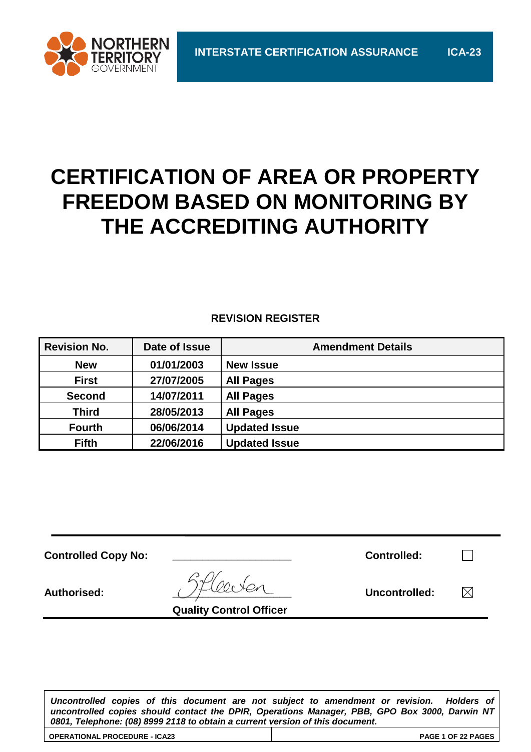NORTHERN TERRITORY GOVERNMENT

**INTERSTATE CERTIFICATION ASSURANCE** **ICA-23**

# CERTIFICATION OF AREA OR PROPERTY FREEDOM BASED ON MONITORING BY THE ACCREDITING AUTHORITY

**REVISION REGISTER**

| Revision No. | Date of Issue | Amendment Details |
|---|---|---|
| New | 01/01/2003 | New Issue |
| First | 27/07/2005 | All Pages |
| Second | 14/07/2011 | All Pages |
| Third | 28/05/2013 | All Pages |
| Fourth | 06/06/2014 | Updated Issue |
| Fifth | 22/06/2016 | Updated Issue |

**Controlled Copy No:** ____________________ **Controlled:** ☐

**Authorised:** [signature] **Uncontrolled:** ☒

**Quality Control Officer**

***Uncontrolled copies of this document are not subject to amendment or revision. Holders of uncontrolled copies should contact the DPIR, Operations Manager, PBB, GPO Box 3000, Darwin NT 0801, Telephone: (08) 8999 2118 to obtain a current version of this document.***

**OPERATIONAL PROCEDURE - ICA23**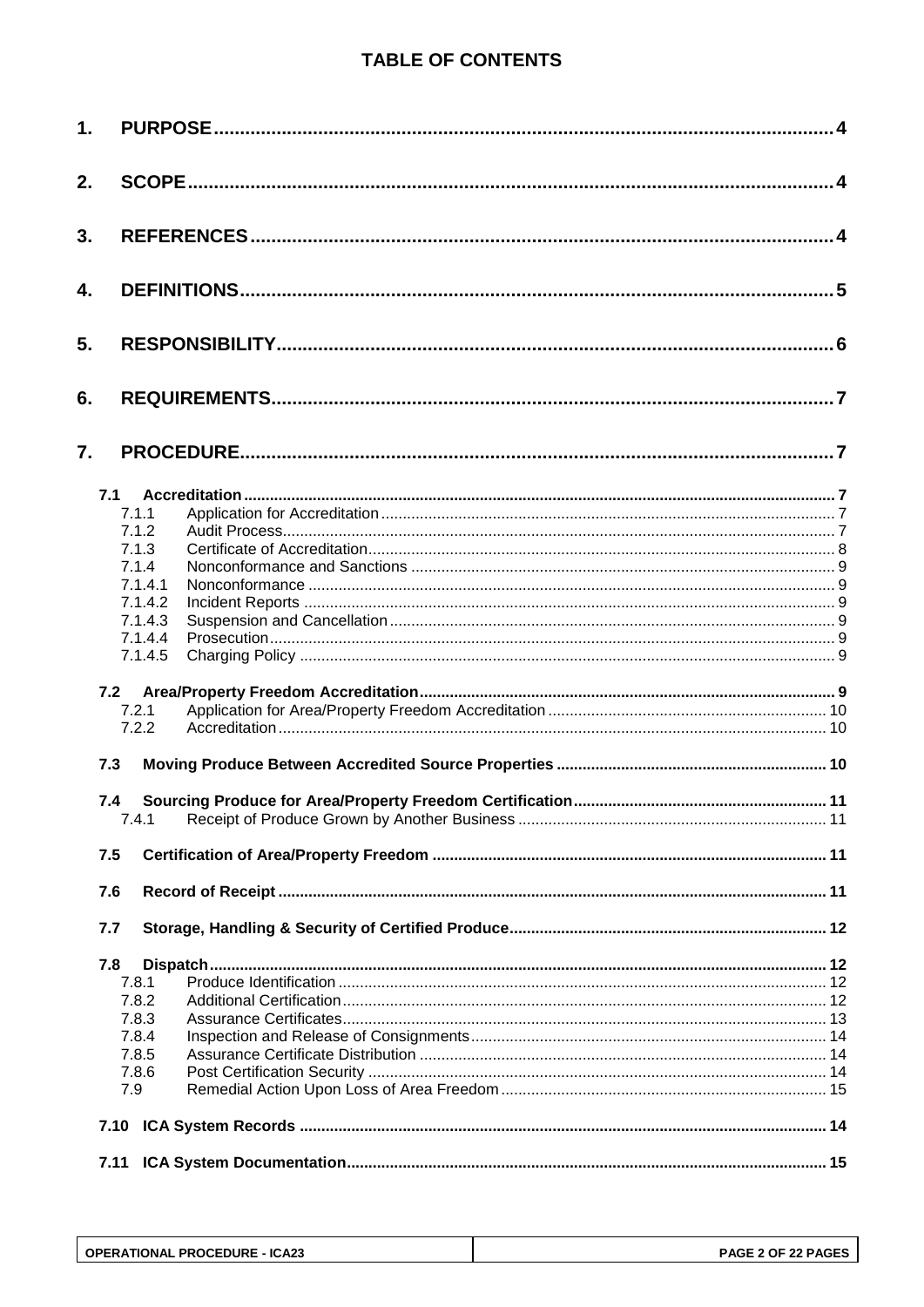# TABLE OF CONTENTS

1. PURPOSE ... 4
2. SCOPE ... 4
3. REFERENCES ... 4
4. DEFINITIONS ... 5
5. RESPONSIBILITY ... 6
6. REQUIREMENTS ... 7
7. PROCEDURE ... 7

- 7.1 Accreditation ... 7
  - 7.1.1 Application for Accreditation ... 7
  - 7.1.2 Audit Process ... 7
  - 7.1.3 Certificate of Accreditation ... 8
  - 7.1.4 Nonconformance and Sanctions ... 9
  - 7.1.4.1 Nonconformance ... 9
  - 7.1.4.2 Incident Reports ... 9
  - 7.1.4.3 Suspension and Cancellation ... 9
  - 7.1.4.4 Prosecution ... 9
  - 7.1.4.5 Charging Policy ... 9
- 7.2 Area/Property Freedom Accreditation ... 9
  - 7.2.1 Application for Area/Property Freedom Accreditation ... 10
  - 7.2.2 Accreditation ... 10
- 7.3 Moving Produce Between Accredited Source Properties ... 10
- 7.4 Sourcing Produce for Area/Property Freedom Certification ... 11
  - 7.4.1 Receipt of Produce Grown by Another Business ... 11
- 7.5 Certification of Area/Property Freedom ... 11
- 7.6 Record of Receipt ... 11
- 7.7 Storage, Handling & Security of Certified Produce ... 12
- 7.8 Dispatch ... 12
  - 7.8.1 Produce Identification ... 12
  - 7.8.2 Additional Certification ... 12
  - 7.8.3 Assurance Certificates ... 13
  - 7.8.4 Inspection and Release of Consignments ... 14
  - 7.8.5 Assurance Certificate Distribution ... 14
  - 7.8.6 Post Certification Security ... 14
  - 7.9 Remedial Action Upon Loss of Area Freedom ... 15
- 7.10 ICA System Records ... 14
- 7.11 ICA System Documentation ... 15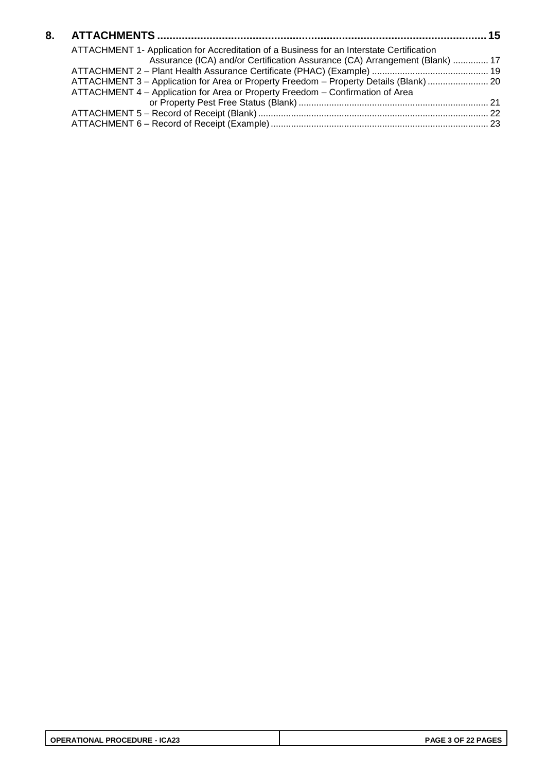**8. ATTACHMENTS ........................................................................................................ 15**

ATTACHMENT 1- Application for Accreditation of a Business for an Interstate Certification Assurance (ICA) and/or Certification Assurance (CA) Arrangement (Blank) .............. 17

ATTACHMENT 2 – Plant Health Assurance Certificate (PHAC) (Example) ............................................. 19

ATTACHMENT 3 – Application for Area or Property Freedom – Property Details (Blank) ........................ 20

ATTACHMENT 4 – Application for Area or Property Freedom – Confirmation of Area or Property Pest Free Status (Blank) .......................................................................... 21

ATTACHMENT 5 – Record of Receipt (Blank) .......................................................................................... 22

ATTACHMENT 6 – Record of Receipt (Example) ..................................................................................... 23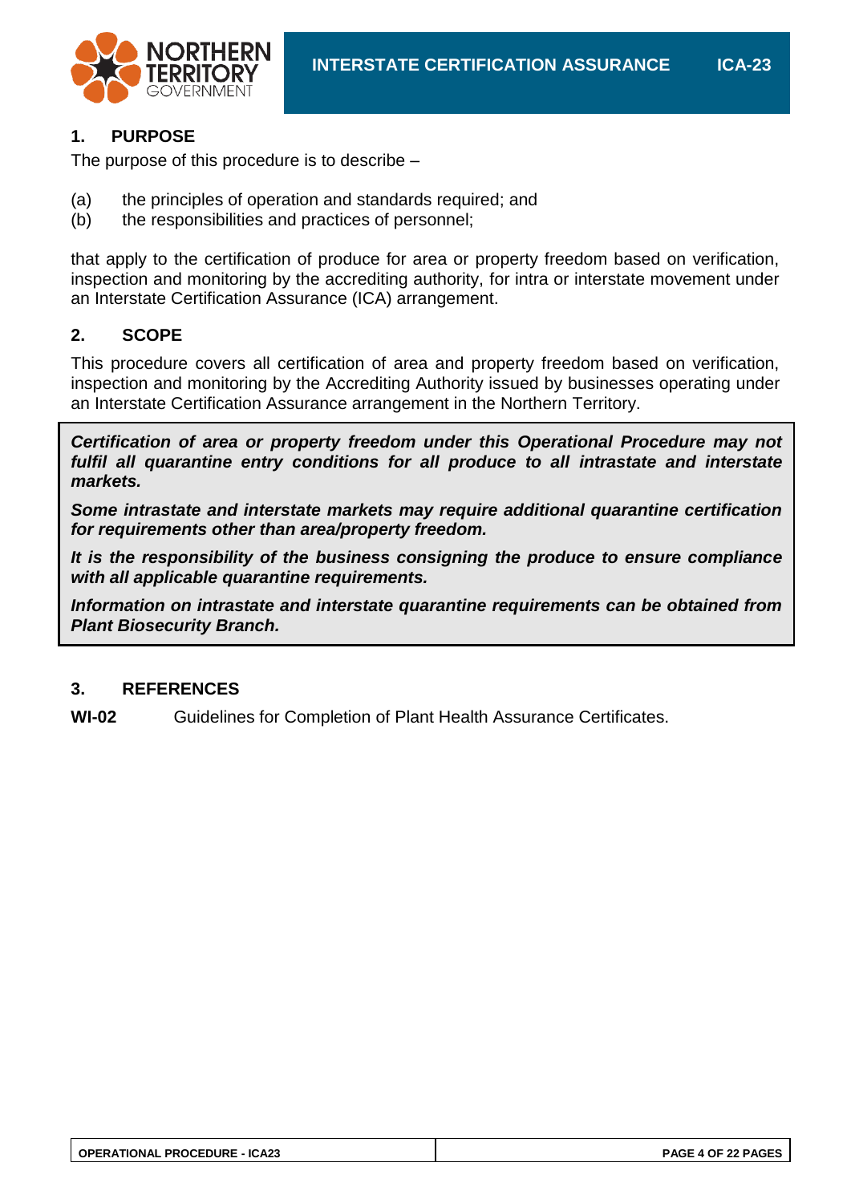## 1. PURPOSE

The purpose of this procedure is to describe –

(a) the principles of operation and standards required; and
(b) the responsibilities and practices of personnel;

that apply to the certification of produce for area or property freedom based on verification, inspection and monitoring by the accrediting authority, for intra or interstate movement under an Interstate Certification Assurance (ICA) arrangement.

## 2. SCOPE

This procedure covers all certification of area and property freedom based on verification, inspection and monitoring by the Accrediting Authority issued by businesses operating under an Interstate Certification Assurance arrangement in the Northern Territory.

***Certification of area or property freedom under this Operational Procedure may not fulfil all quarantine entry conditions for all produce to all intrastate and interstate markets.***

***Some intrastate and interstate markets may require additional quarantine certification for requirements other than area/property freedom.***

***It is the responsibility of the business consigning the produce to ensure compliance with all applicable quarantine requirements.***

***Information on intrastate and interstate quarantine requirements can be obtained from Plant Biosecurity Branch.***

## 3. REFERENCES

**WI-02** Guidelines for Completion of Plant Health Assurance Certificates.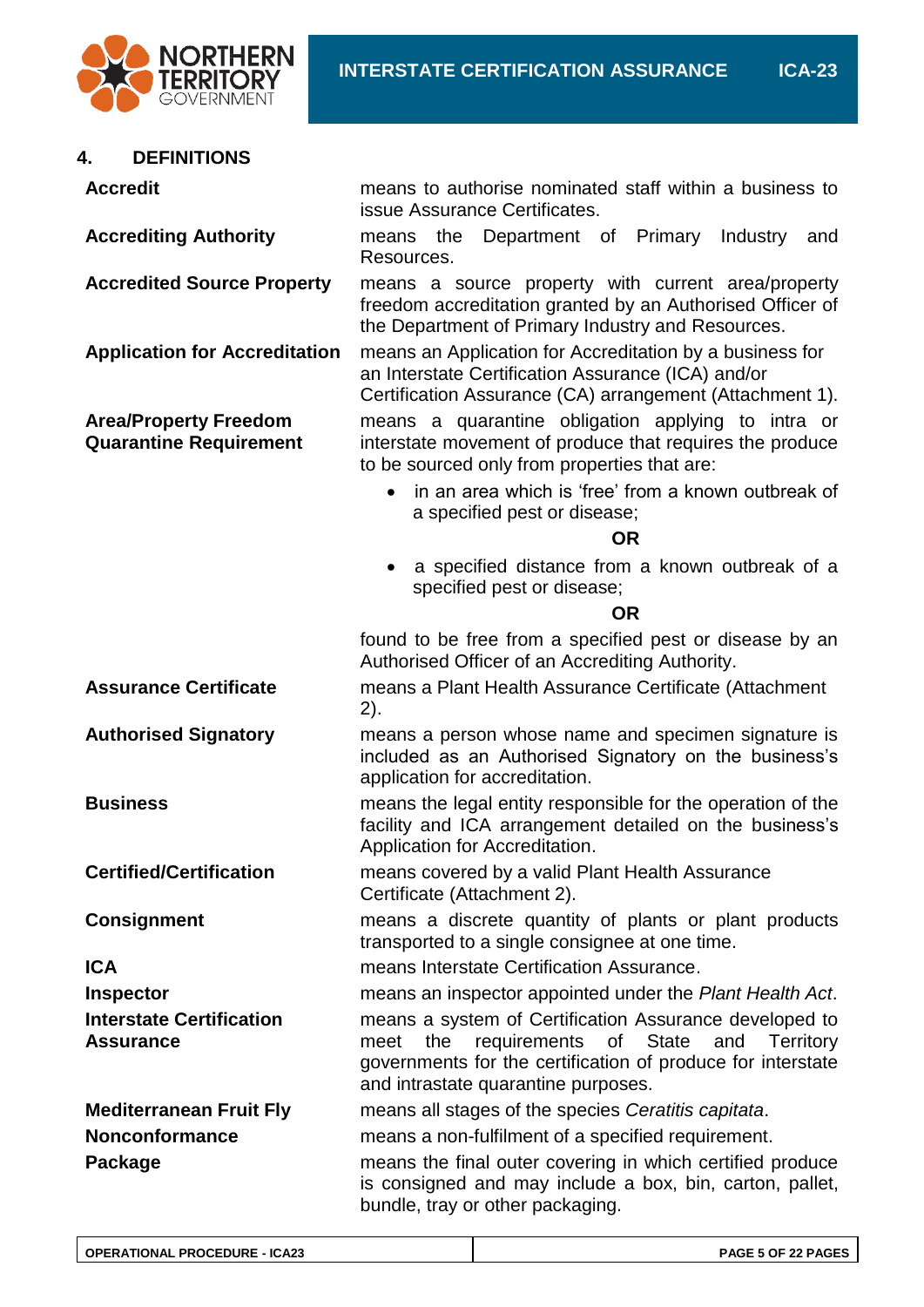## 4. DEFINITIONS

| | |
|---|---|
| **Accredit** | means to authorise nominated staff within a business to issue Assurance Certificates. |
| **Accrediting Authority** | means the Department of Primary Industry and Resources. |
| **Accredited Source Property** | means a source property with current area/property freedom accreditation granted by an Authorised Officer of the Department of Primary Industry and Resources. |
| **Application for Accreditation** | means an Application for Accreditation by a business for an Interstate Certification Assurance (ICA) and/or Certification Assurance (CA) arrangement (Attachment 1). |
| **Area/Property Freedom Quarantine Requirement** | means a quarantine obligation applying to intra or interstate movement of produce that requires the produce to be sourced only from properties that are: <br>• in an area which is 'free' from a known outbreak of a specified pest or disease; <br>**OR** <br>• a specified distance from a known outbreak of a specified pest or disease; <br>**OR** <br>found to be free from a specified pest or disease by an Authorised Officer of an Accrediting Authority. |
| **Assurance Certificate** | means a Plant Health Assurance Certificate (Attachment 2). |
| **Authorised Signatory** | means a person whose name and specimen signature is included as an Authorised Signatory on the business's application for accreditation. |
| **Business** | means the legal entity responsible for the operation of the facility and ICA arrangement detailed on the business's Application for Accreditation. |
| **Certified/Certification** | means covered by a valid Plant Health Assurance Certificate (Attachment 2). |
| **Consignment** | means a discrete quantity of plants or plant products transported to a single consignee at one time. |
| **ICA** | means Interstate Certification Assurance. |
| **Inspector** | means an inspector appointed under the *Plant Health Act*. |
| **Interstate Certification Assurance** | means a system of Certification Assurance developed to meet the requirements of State and Territory governments for the certification of produce for interstate and intrastate quarantine purposes. |
| **Mediterranean Fruit Fly** | means all stages of the species *Ceratitis capitata*. |
| **Nonconformance** | means a non-fulfilment of a specified requirement. |
| **Package** | means the final outer covering in which certified produce is consigned and may include a box, bin, carton, pallet, bundle, tray or other packaging. |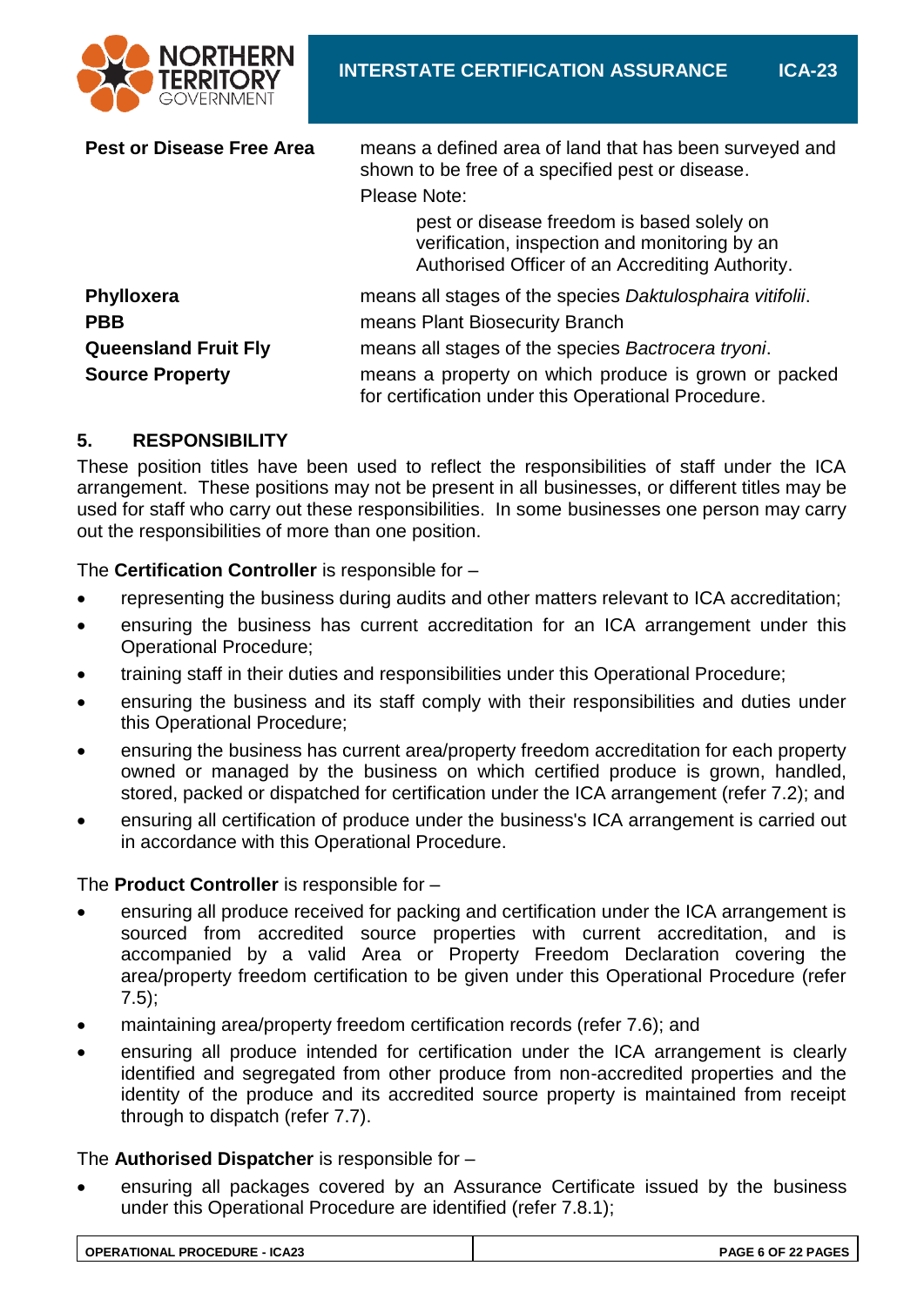**Pest or Disease Free Area** means a defined area of land that has been surveyed and shown to be free of a specified pest or disease.

Please Note:

> pest or disease freedom is based solely on verification, inspection and monitoring by an Authorised Officer of an Accrediting Authority.

**Phylloxera** means all stages of the species *Daktulosphaira vitifolii*.

**PBB** means Plant Biosecurity Branch

**Queensland Fruit Fly** means all stages of the species *Bactrocera tryoni*.

**Source Property** means a property on which produce is grown or packed for certification under this Operational Procedure.

## 5. RESPONSIBILITY

These position titles have been used to reflect the responsibilities of staff under the ICA arrangement. These positions may not be present in all businesses, or different titles may be used for staff who carry out these responsibilities. In some businesses one person may carry out the responsibilities of more than one position.

The **Certification Controller** is responsible for –

- representing the business during audits and other matters relevant to ICA accreditation;
- ensuring the business has current accreditation for an ICA arrangement under this Operational Procedure;
- training staff in their duties and responsibilities under this Operational Procedure;
- ensuring the business and its staff comply with their responsibilities and duties under this Operational Procedure;
- ensuring the business has current area/property freedom accreditation for each property owned or managed by the business on which certified produce is grown, handled, stored, packed or dispatched for certification under the ICA arrangement (refer 7.2); and
- ensuring all certification of produce under the business's ICA arrangement is carried out in accordance with this Operational Procedure.

The **Product Controller** is responsible for –

- ensuring all produce received for packing and certification under the ICA arrangement is sourced from accredited source properties with current accreditation, and is accompanied by a valid Area or Property Freedom Declaration covering the area/property freedom certification to be given under this Operational Procedure (refer 7.5);
- maintaining area/property freedom certification records (refer 7.6); and
- ensuring all produce intended for certification under the ICA arrangement is clearly identified and segregated from other produce from non-accredited properties and the identity of the produce and its accredited source property is maintained from receipt through to dispatch (refer 7.7).

The **Authorised Dispatcher** is responsible for –

- ensuring all packages covered by an Assurance Certificate issued by the business under this Operational Procedure are identified (refer 7.8.1);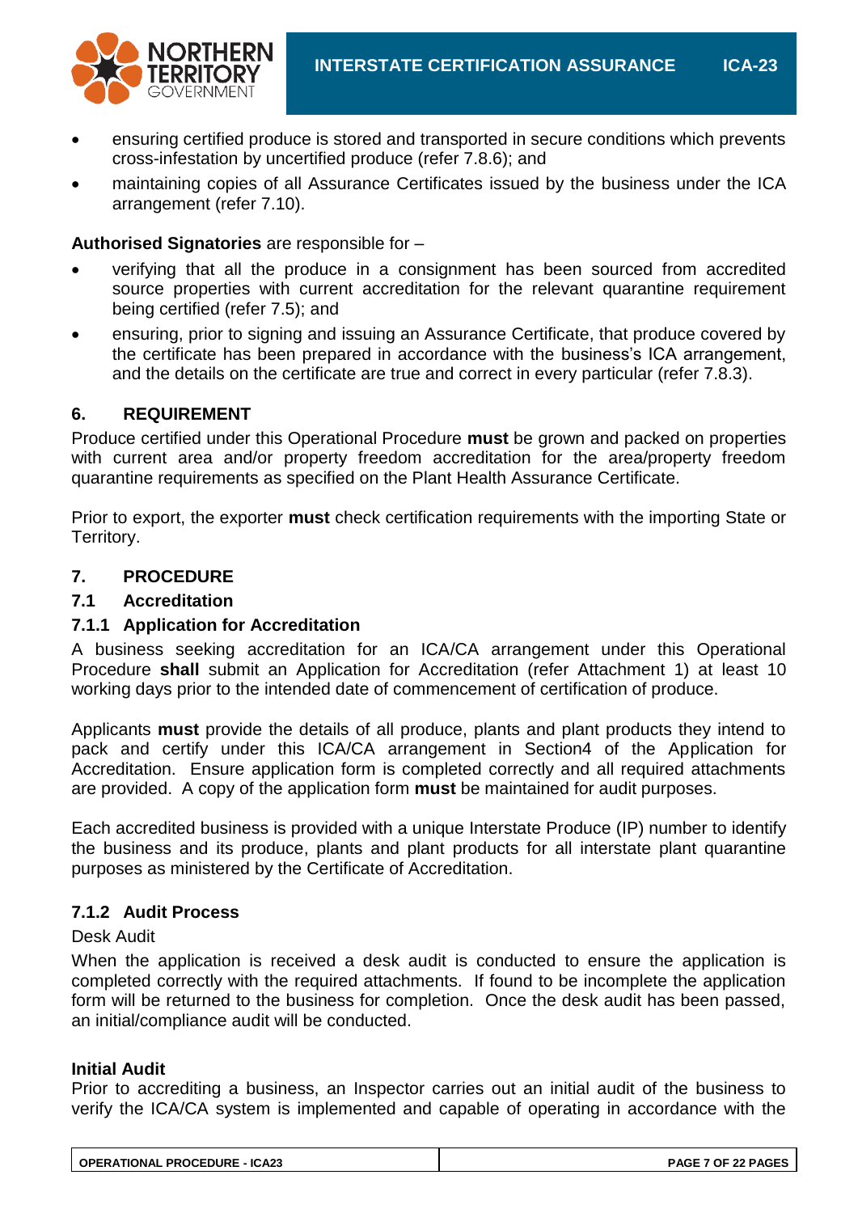- ensuring certified produce is stored and transported in secure conditions which prevents cross-infestation by uncertified produce (refer 7.8.6); and
- maintaining copies of all Assurance Certificates issued by the business under the ICA arrangement (refer 7.10).

**Authorised Signatories** are responsible for –

- verifying that all the produce in a consignment has been sourced from accredited source properties with current accreditation for the relevant quarantine requirement being certified (refer 7.5); and
- ensuring, prior to signing and issuing an Assurance Certificate, that produce covered by the certificate has been prepared in accordance with the business's ICA arrangement, and the details on the certificate are true and correct in every particular (refer 7.8.3).

## 6. REQUIREMENT

Produce certified under this Operational Procedure **must** be grown and packed on properties with current area and/or property freedom accreditation for the area/property freedom quarantine requirements as specified on the Plant Health Assurance Certificate.

Prior to export, the exporter **must** check certification requirements with the importing State or Territory.

## 7. PROCEDURE

### 7.1 Accreditation

#### 7.1.1 Application for Accreditation

A business seeking accreditation for an ICA/CA arrangement under this Operational Procedure **shall** submit an Application for Accreditation (refer Attachment 1) at least 10 working days prior to the intended date of commencement of certification of produce.

Applicants **must** provide the details of all produce, plants and plant products they intend to pack and certify under this ICA/CA arrangement in Section4 of the Application for Accreditation. Ensure application form is completed correctly and all required attachments are provided. A copy of the application form **must** be maintained for audit purposes.

Each accredited business is provided with a unique Interstate Produce (IP) number to identify the business and its produce, plants and plant products for all interstate plant quarantine purposes as ministered by the Certificate of Accreditation.

#### 7.1.2 Audit Process

Desk Audit

When the application is received a desk audit is conducted to ensure the application is completed correctly with the required attachments. If found to be incomplete the application form will be returned to the business for completion. Once the desk audit has been passed, an initial/compliance audit will be conducted.

**Initial Audit**

Prior to accrediting a business, an Inspector carries out an initial audit of the business to verify the ICA/CA system is implemented and capable of operating in accordance with the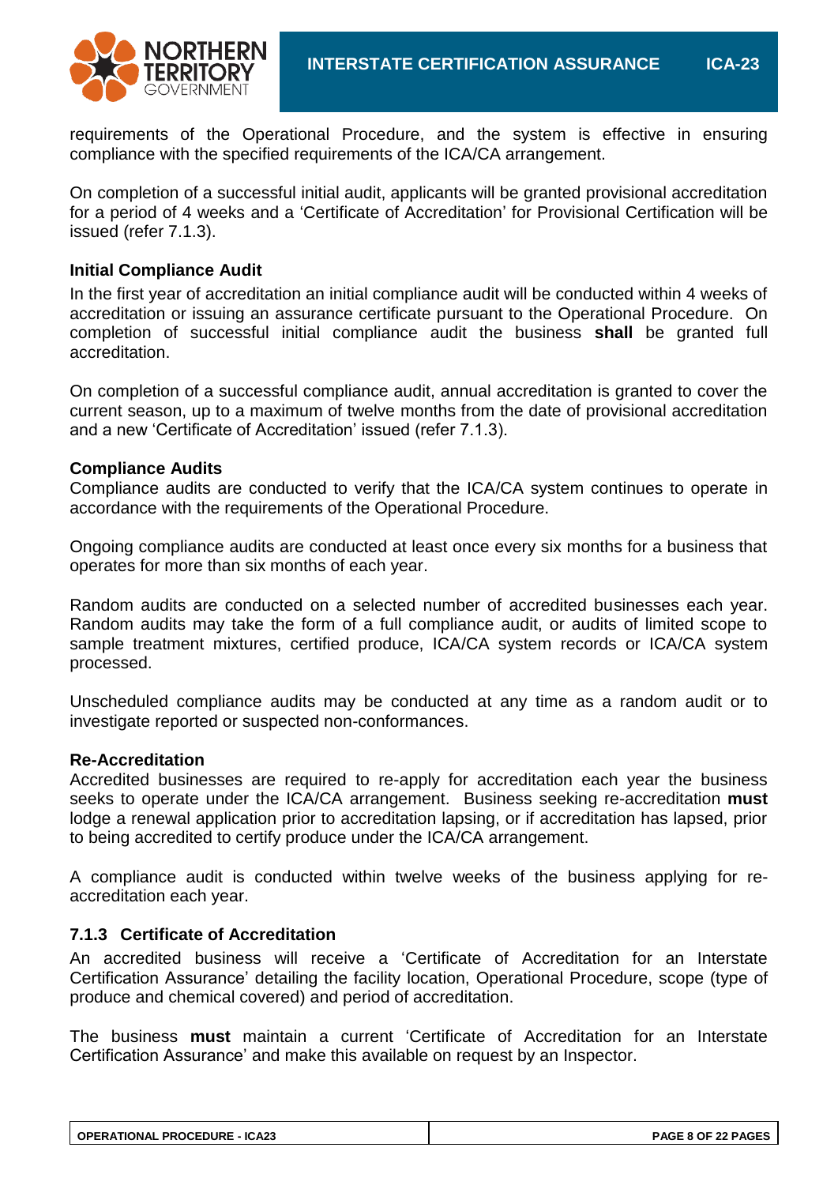requirements of the Operational Procedure, and the system is effective in ensuring compliance with the specified requirements of the ICA/CA arrangement.

On completion of a successful initial audit, applicants will be granted provisional accreditation for a period of 4 weeks and a 'Certificate of Accreditation' for Provisional Certification will be issued (refer 7.1.3).

**Initial Compliance Audit**

In the first year of accreditation an initial compliance audit will be conducted within 4 weeks of accreditation or issuing an assurance certificate pursuant to the Operational Procedure. On completion of successful initial compliance audit the business **shall** be granted full accreditation.

On completion of a successful compliance audit, annual accreditation is granted to cover the current season, up to a maximum of twelve months from the date of provisional accreditation and a new 'Certificate of Accreditation' issued (refer 7.1.3).

**Compliance Audits**

Compliance audits are conducted to verify that the ICA/CA system continues to operate in accordance with the requirements of the Operational Procedure.

Ongoing compliance audits are conducted at least once every six months for a business that operates for more than six months of each year.

Random audits are conducted on a selected number of accredited businesses each year. Random audits may take the form of a full compliance audit, or audits of limited scope to sample treatment mixtures, certified produce, ICA/CA system records or ICA/CA system processed.

Unscheduled compliance audits may be conducted at any time as a random audit or to investigate reported or suspected non-conformances.

**Re-Accreditation**

Accredited businesses are required to re-apply for accreditation each year the business seeks to operate under the ICA/CA arrangement. Business seeking re-accreditation **must** lodge a renewal application prior to accreditation lapsing, or if accreditation has lapsed, prior to being accredited to certify produce under the ICA/CA arrangement.

A compliance audit is conducted within twelve weeks of the business applying for re-accreditation each year.

### 7.1.3 Certificate of Accreditation

An accredited business will receive a 'Certificate of Accreditation for an Interstate Certification Assurance' detailing the facility location, Operational Procedure, scope (type of produce and chemical covered) and period of accreditation.

The business **must** maintain a current 'Certificate of Accreditation for an Interstate Certification Assurance' and make this available on request by an Inspector.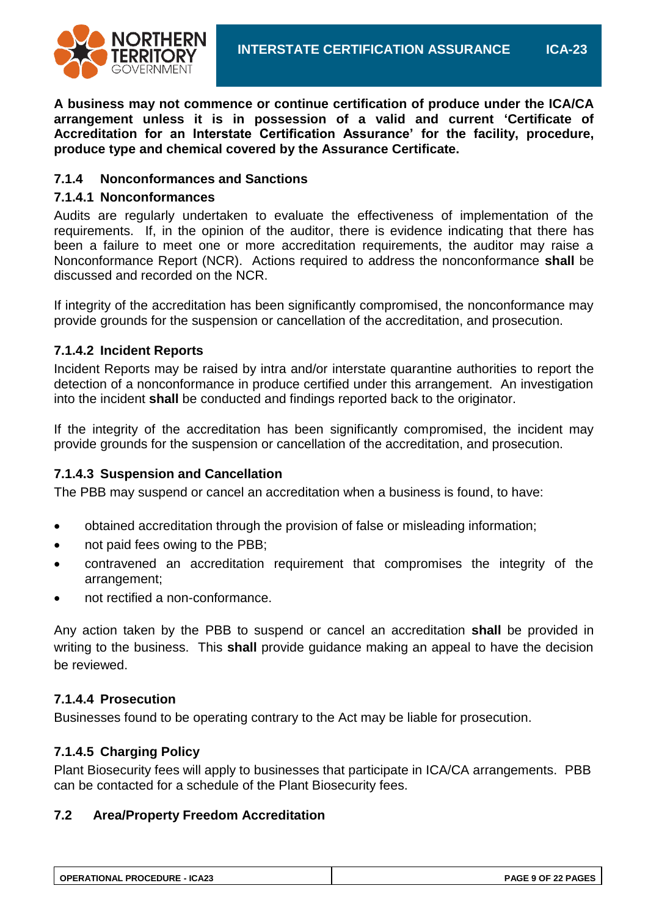**A business may not commence or continue certification of produce under the ICA/CA arrangement unless it is in possession of a valid and current 'Certificate of Accreditation for an Interstate Certification Assurance' for the facility, procedure, produce type and chemical covered by the Assurance Certificate.**

### 7.1.4 Nonconformances and Sanctions

#### 7.1.4.1 Nonconformances

Audits are regularly undertaken to evaluate the effectiveness of implementation of the requirements. If, in the opinion of the auditor, there is evidence indicating that there has been a failure to meet one or more accreditation requirements, the auditor may raise a Nonconformance Report (NCR). Actions required to address the nonconformance **shall** be discussed and recorded on the NCR.

If integrity of the accreditation has been significantly compromised, the nonconformance may provide grounds for the suspension or cancellation of the accreditation, and prosecution.

#### 7.1.4.2 Incident Reports

Incident Reports may be raised by intra and/or interstate quarantine authorities to report the detection of a nonconformance in produce certified under this arrangement. An investigation into the incident **shall** be conducted and findings reported back to the originator.

If the integrity of the accreditation has been significantly compromised, the incident may provide grounds for the suspension or cancellation of the accreditation, and prosecution.

#### 7.1.4.3 Suspension and Cancellation

The PBB may suspend or cancel an accreditation when a business is found, to have:

- obtained accreditation through the provision of false or misleading information;
- not paid fees owing to the PBB;
- contravened an accreditation requirement that compromises the integrity of the arrangement;
- not rectified a non-conformance.

Any action taken by the PBB to suspend or cancel an accreditation **shall** be provided in writing to the business. This **shall** provide guidance making an appeal to have the decision be reviewed.

#### 7.1.4.4 Prosecution

Businesses found to be operating contrary to the Act may be liable for prosecution.

#### 7.1.4.5 Charging Policy

Plant Biosecurity fees will apply to businesses that participate in ICA/CA arrangements. PBB can be contacted for a schedule of the Plant Biosecurity fees.

### 7.2 Area/Property Freedom Accreditation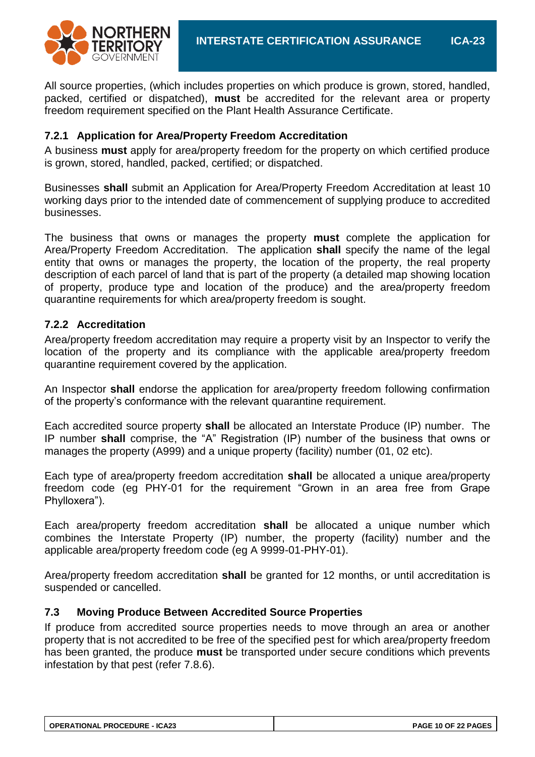All source properties, (which includes properties on which produce is grown, stored, handled, packed, certified or dispatched), **must** be accredited for the relevant area or property freedom requirement specified on the Plant Health Assurance Certificate.

### 7.2.1 Application for Area/Property Freedom Accreditation

A business **must** apply for area/property freedom for the property on which certified produce is grown, stored, handled, packed, certified; or dispatched.

Businesses **shall** submit an Application for Area/Property Freedom Accreditation at least 10 working days prior to the intended date of commencement of supplying produce to accredited businesses.

The business that owns or manages the property **must** complete the application for Area/Property Freedom Accreditation. The application **shall** specify the name of the legal entity that owns or manages the property, the location of the property, the real property description of each parcel of land that is part of the property (a detailed map showing location of property, produce type and location of the produce) and the area/property freedom quarantine requirements for which area/property freedom is sought.

### 7.2.2 Accreditation

Area/property freedom accreditation may require a property visit by an Inspector to verify the location of the property and its compliance with the applicable area/property freedom quarantine requirement covered by the application.

An Inspector **shall** endorse the application for area/property freedom following confirmation of the property's conformance with the relevant quarantine requirement.

Each accredited source property **shall** be allocated an Interstate Produce (IP) number. The IP number **shall** comprise, the "A" Registration (IP) number of the business that owns or manages the property (A999) and a unique property (facility) number (01, 02 etc).

Each type of area/property freedom accreditation **shall** be allocated a unique area/property freedom code (eg PHY-01 for the requirement "Grown in an area free from Grape Phylloxera").

Each area/property freedom accreditation **shall** be allocated a unique number which combines the Interstate Property (IP) number, the property (facility) number and the applicable area/property freedom code (eg A 9999-01-PHY-01).

Area/property freedom accreditation **shall** be granted for 12 months, or until accreditation is suspended or cancelled.

## 7.3 Moving Produce Between Accredited Source Properties

If produce from accredited source properties needs to move through an area or another property that is not accredited to be free of the specified pest for which area/property freedom has been granted, the produce **must** be transported under secure conditions which prevents infestation by that pest (refer 7.8.6).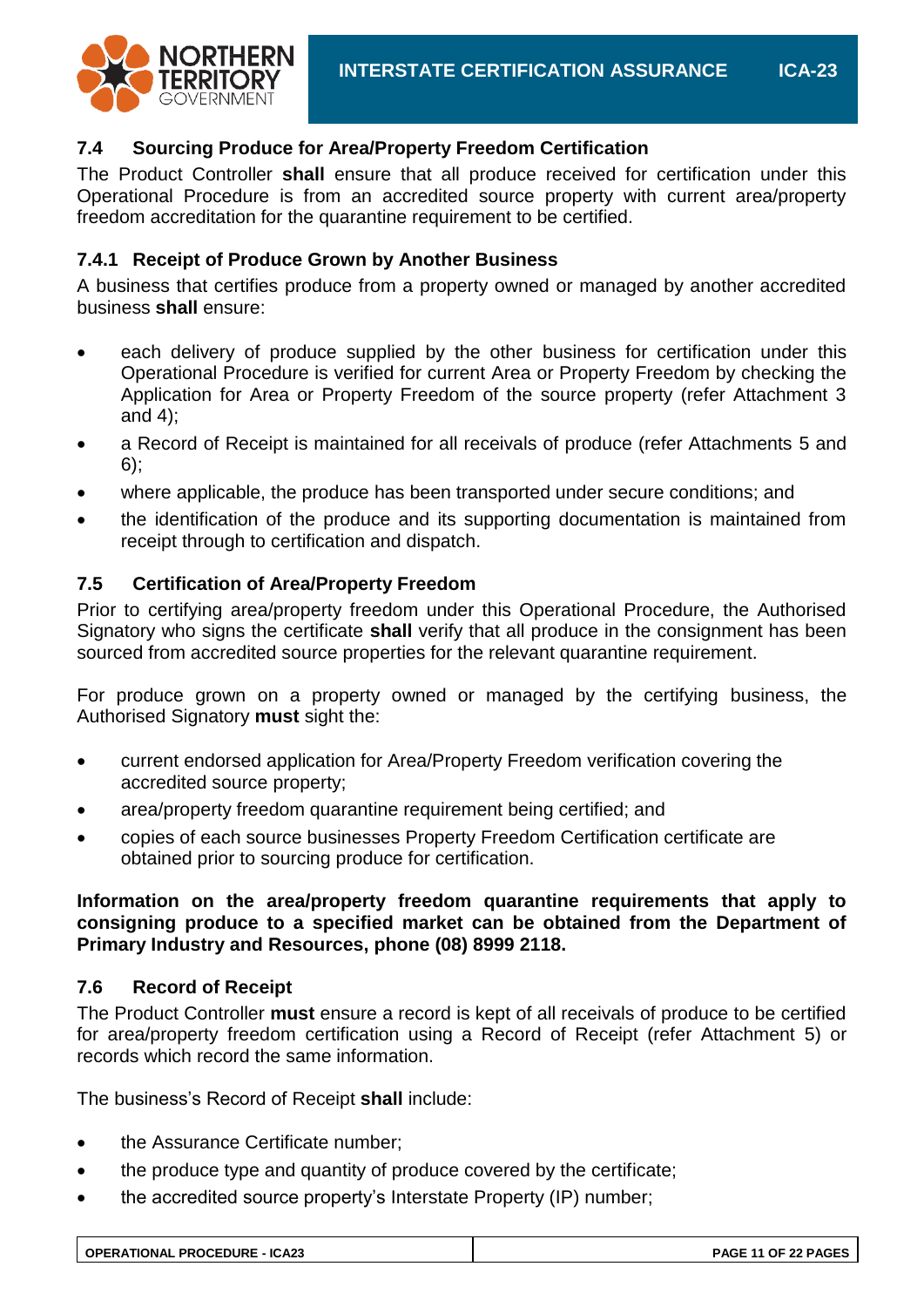### 7.4 Sourcing Produce for Area/Property Freedom Certification

The Product Controller **shall** ensure that all produce received for certification under this Operational Procedure is from an accredited source property with current area/property freedom accreditation for the quarantine requirement to be certified.

#### 7.4.1 Receipt of Produce Grown by Another Business

A business that certifies produce from a property owned or managed by another accredited business **shall** ensure:

- each delivery of produce supplied by the other business for certification under this Operational Procedure is verified for current Area or Property Freedom by checking the Application for Area or Property Freedom of the source property (refer Attachment 3 and 4);
- a Record of Receipt is maintained for all receivals of produce (refer Attachments 5 and 6);
- where applicable, the produce has been transported under secure conditions; and
- the identification of the produce and its supporting documentation is maintained from receipt through to certification and dispatch.

### 7.5 Certification of Area/Property Freedom

Prior to certifying area/property freedom under this Operational Procedure, the Authorised Signatory who signs the certificate **shall** verify that all produce in the consignment has been sourced from accredited source properties for the relevant quarantine requirement.

For produce grown on a property owned or managed by the certifying business, the Authorised Signatory **must** sight the:

- current endorsed application for Area/Property Freedom verification covering the accredited source property;
- area/property freedom quarantine requirement being certified; and
- copies of each source businesses Property Freedom Certification certificate are obtained prior to sourcing produce for certification.

**Information on the area/property freedom quarantine requirements that apply to consigning produce to a specified market can be obtained from the Department of Primary Industry and Resources, phone (08) 8999 2118.**

### 7.6 Record of Receipt

The Product Controller **must** ensure a record is kept of all receivals of produce to be certified for area/property freedom certification using a Record of Receipt (refer Attachment 5) or records which record the same information.

The business's Record of Receipt **shall** include:

- the Assurance Certificate number;
- the produce type and quantity of produce covered by the certificate;
- the accredited source property's Interstate Property (IP) number;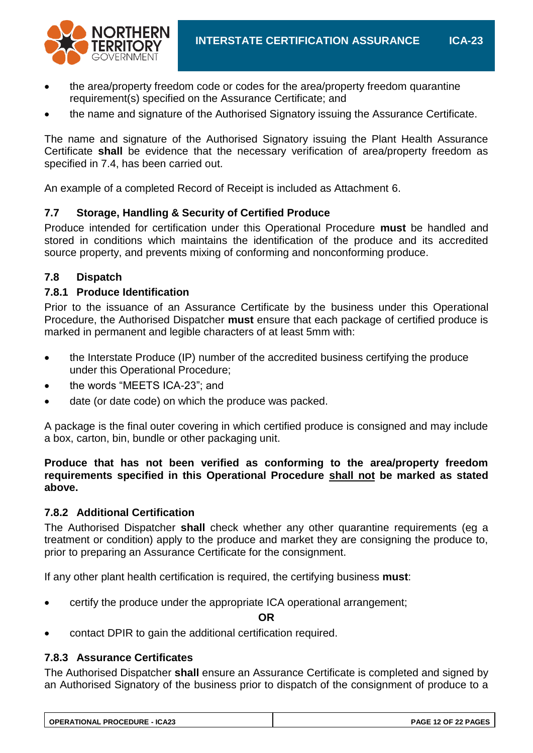- the area/property freedom code or codes for the area/property freedom quarantine requirement(s) specified on the Assurance Certificate; and
- the name and signature of the Authorised Signatory issuing the Assurance Certificate.

The name and signature of the Authorised Signatory issuing the Plant Health Assurance Certificate **shall** be evidence that the necessary verification of area/property freedom as specified in 7.4, has been carried out.

An example of a completed Record of Receipt is included as Attachment 6.

### 7.7 Storage, Handling & Security of Certified Produce

Produce intended for certification under this Operational Procedure **must** be handled and stored in conditions which maintains the identification of the produce and its accredited source property, and prevents mixing of conforming and nonconforming produce.

### 7.8 Dispatch

#### 7.8.1 Produce Identification

Prior to the issuance of an Assurance Certificate by the business under this Operational Procedure, the Authorised Dispatcher **must** ensure that each package of certified produce is marked in permanent and legible characters of at least 5mm with:

- the Interstate Produce (IP) number of the accredited business certifying the produce under this Operational Procedure;
- the words "MEETS ICA-23"; and
- date (or date code) on which the produce was packed.

A package is the final outer covering in which certified produce is consigned and may include a box, carton, bin, bundle or other packaging unit.

**Produce that has not been verified as conforming to the area/property freedom requirements specified in this Operational Procedure <u>shall not</u> be marked as stated above.**

#### 7.8.2 Additional Certification

The Authorised Dispatcher **shall** check whether any other quarantine requirements (eg a treatment or condition) apply to the produce and market they are consigning the produce to, prior to preparing an Assurance Certificate for the consignment.

If any other plant health certification is required, the certifying business **must**:

- certify the produce under the appropriate ICA operational arrangement;

**OR**

- contact DPIR to gain the additional certification required.

#### 7.8.3 Assurance Certificates

The Authorised Dispatcher **shall** ensure an Assurance Certificate is completed and signed by an Authorised Signatory of the business prior to dispatch of the consignment of produce to a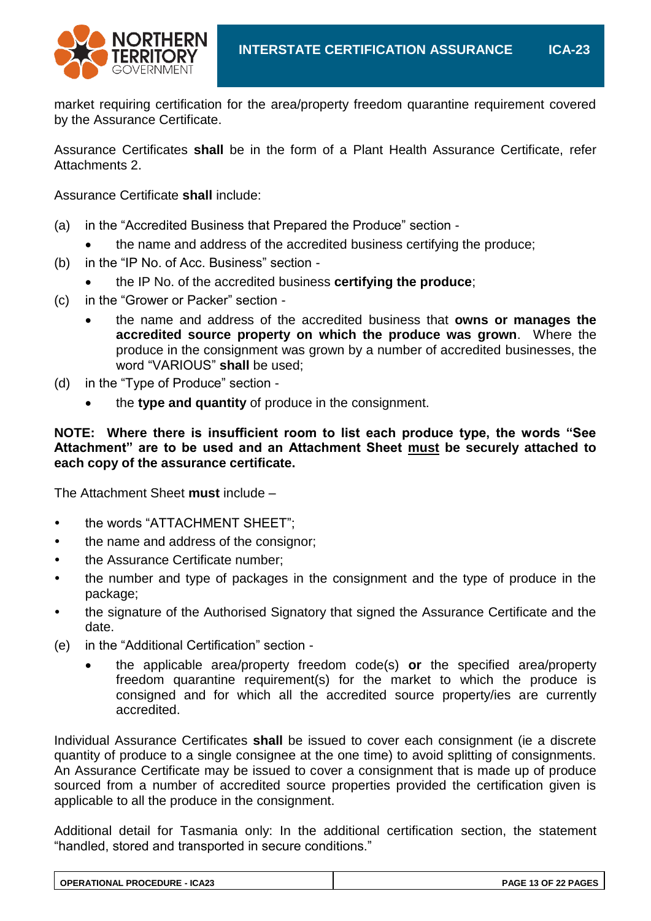market requiring certification for the area/property freedom quarantine requirement covered by the Assurance Certificate.

Assurance Certificates **shall** be in the form of a Plant Health Assurance Certificate, refer Attachments 2.

Assurance Certificate **shall** include:

(a) in the "Accredited Business that Prepared the Produce" section -
- the name and address of the accredited business certifying the produce;

(b) in the "IP No. of Acc. Business" section -
- the IP No. of the accredited business **certifying the produce**;

(c) in the "Grower or Packer" section -
- the name and address of the accredited business that **owns or manages the accredited source property on which the produce was grown**. Where the produce in the consignment was grown by a number of accredited businesses, the word "VARIOUS" **shall** be used;

(d) in the "Type of Produce" section -
- the **type and quantity** of produce in the consignment.

**NOTE: Where there is insufficient room to list each produce type, the words "See Attachment" are to be used and an Attachment Sheet <u>must</u> be securely attached to each copy of the assurance certificate.**

The Attachment Sheet **must** include –

- the words "ATTACHMENT SHEET";
- the name and address of the consignor;
- the Assurance Certificate number;
- the number and type of packages in the consignment and the type of produce in the package;
- the signature of the Authorised Signatory that signed the Assurance Certificate and the date.

(e) in the "Additional Certification" section -
- the applicable area/property freedom code(s) **or** the specified area/property freedom quarantine requirement(s) for the market to which the produce is consigned and for which all the accredited source property/ies are currently accredited.

Individual Assurance Certificates **shall** be issued to cover each consignment (ie a discrete quantity of produce to a single consignee at the one time) to avoid splitting of consignments. An Assurance Certificate may be issued to cover a consignment that is made up of produce sourced from a number of accredited source properties provided the certification given is applicable to all the produce in the consignment.

Additional detail for Tasmania only: In the additional certification section, the statement "handled, stored and transported in secure conditions."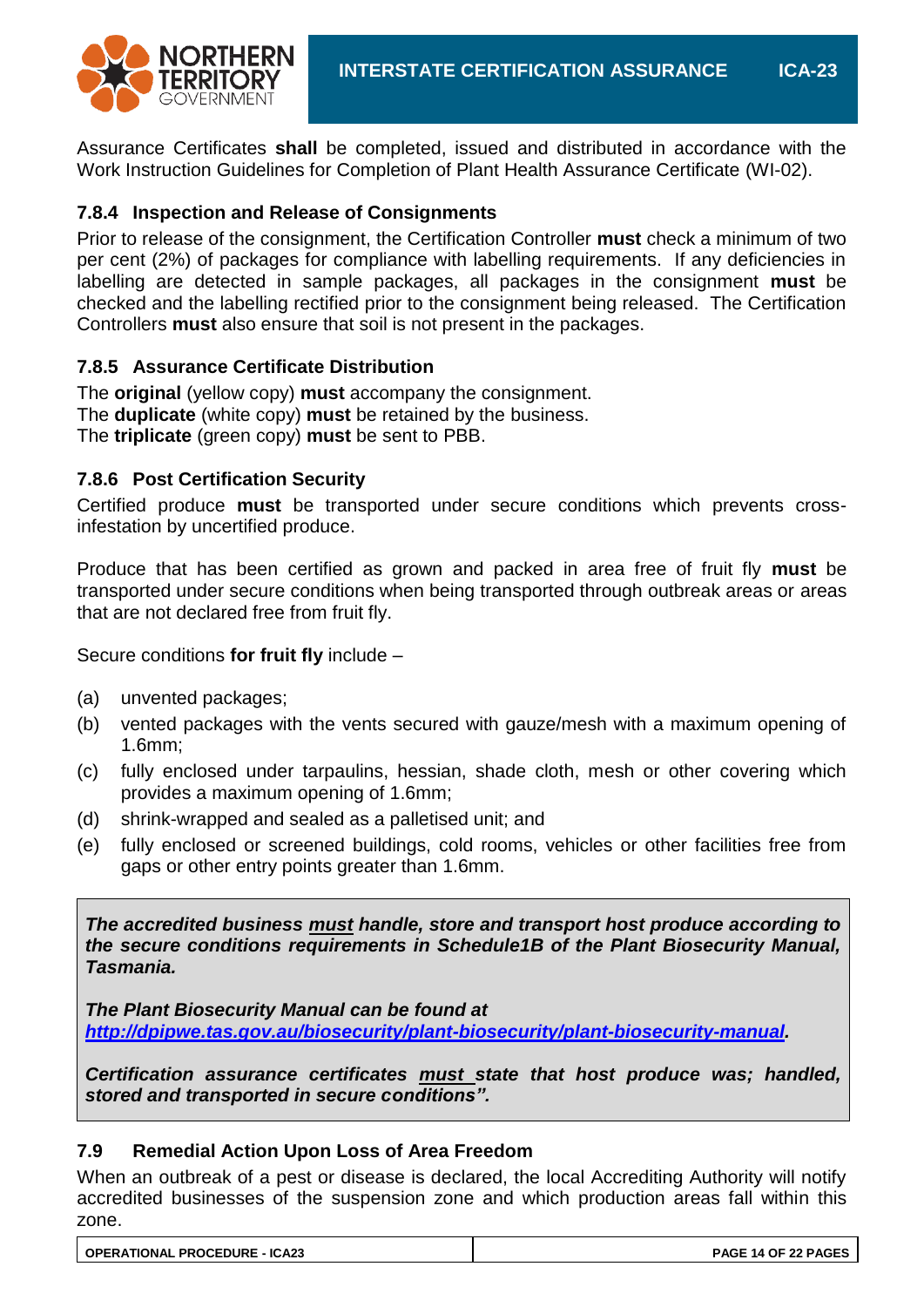Assurance Certificates **shall** be completed, issued and distributed in accordance with the Work Instruction Guidelines for Completion of Plant Health Assurance Certificate (WI-02).

### 7.8.4 Inspection and Release of Consignments

Prior to release of the consignment, the Certification Controller **must** check a minimum of two per cent (2%) of packages for compliance with labelling requirements. If any deficiencies in labelling are detected in sample packages, all packages in the consignment **must** be checked and the labelling rectified prior to the consignment being released. The Certification Controllers **must** also ensure that soil is not present in the packages.

### 7.8.5 Assurance Certificate Distribution

The **original** (yellow copy) **must** accompany the consignment.
The **duplicate** (white copy) **must** be retained by the business.
The **triplicate** (green copy) **must** be sent to PBB.

### 7.8.6 Post Certification Security

Certified produce **must** be transported under secure conditions which prevents cross-infestation by uncertified produce.

Produce that has been certified as grown and packed in area free of fruit fly **must** be transported under secure conditions when being transported through outbreak areas or areas that are not declared free from fruit fly.

Secure conditions **for fruit fly** include –

(a) unvented packages;

(b) vented packages with the vents secured with gauze/mesh with a maximum opening of 1.6mm;

(c) fully enclosed under tarpaulins, hessian, shade cloth, mesh or other covering which provides a maximum opening of 1.6mm;

(d) shrink-wrapped and sealed as a palletised unit; and

(e) fully enclosed or screened buildings, cold rooms, vehicles or other facilities free from gaps or other entry points greater than 1.6mm.

> ***The accredited business must handle, store and transport host produce according to the secure conditions requirements in Schedule1B of the Plant Biosecurity Manual, Tasmania.***
>
> ***The Plant Biosecurity Manual can be found at [http://dpipwe.tas.gov.au/biosecurity/plant-biosecurity/plant-biosecurity-manual](http://dpipwe.tas.gov.au/biosecurity/plant-biosecurity/plant-biosecurity-manual).***
>
> ***Certification assurance certificates must state that host produce was; handled, stored and transported in secure conditions".***

## 7.9 Remedial Action Upon Loss of Area Freedom

When an outbreak of a pest or disease is declared, the local Accrediting Authority will notify accredited businesses of the suspension zone and which production areas fall within this zone.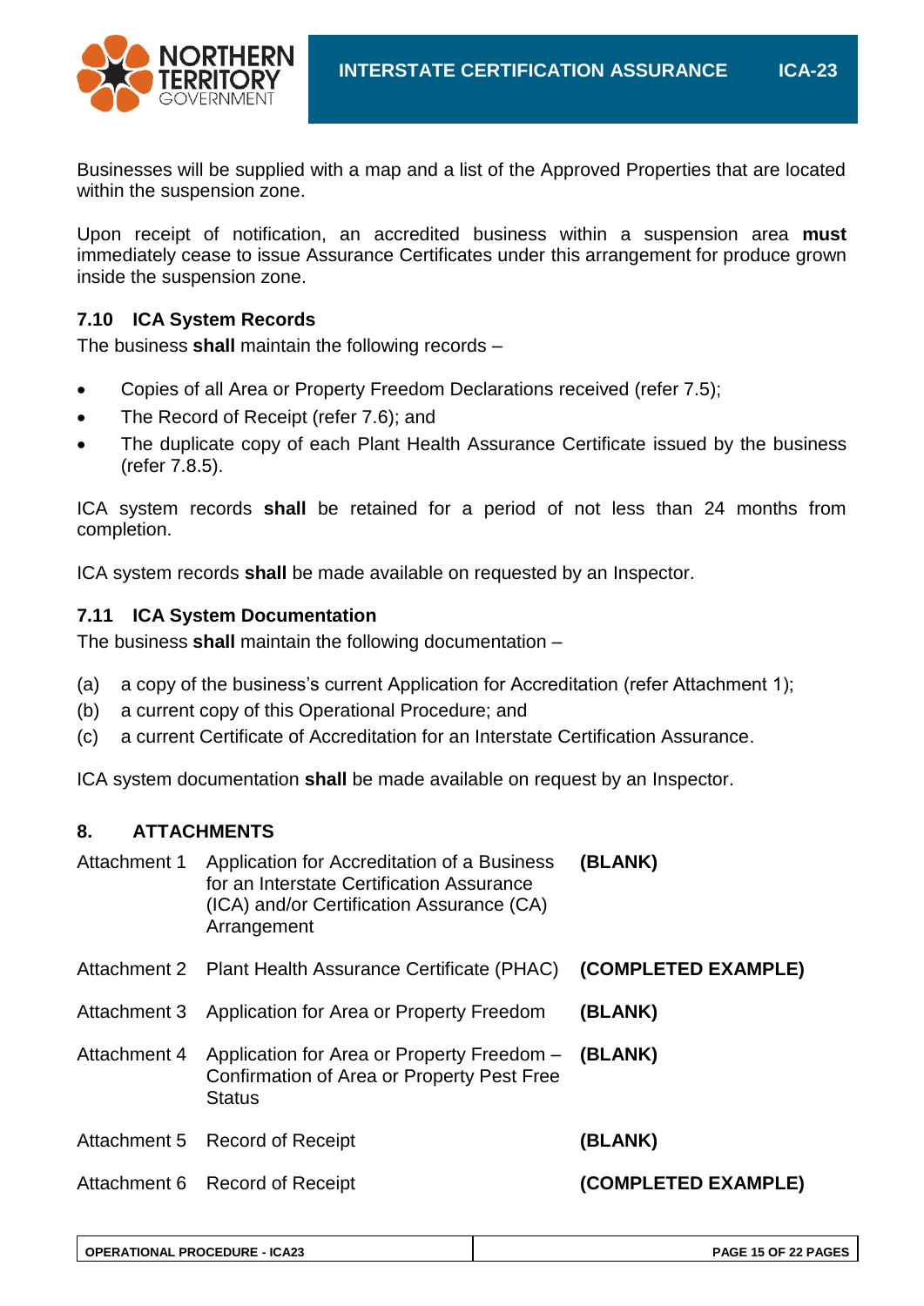Businesses will be supplied with a map and a list of the Approved Properties that are located within the suspension zone.

Upon receipt of notification, an accredited business within a suspension area **must** immediately cease to issue Assurance Certificates under this arrangement for produce grown inside the suspension zone.

### 7.10 ICA System Records

The business **shall** maintain the following records –

- Copies of all Area or Property Freedom Declarations received (refer 7.5);
- The Record of Receipt (refer 7.6); and
- The duplicate copy of each Plant Health Assurance Certificate issued by the business (refer 7.8.5).

ICA system records **shall** be retained for a period of not less than 24 months from completion.

ICA system records **shall** be made available on requested by an Inspector.

### 7.11 ICA System Documentation

The business **shall** maintain the following documentation –

(a) a copy of the business's current Application for Accreditation (refer Attachment 1);
(b) a current copy of this Operational Procedure; and
(c) a current Certificate of Accreditation for an Interstate Certification Assurance.

ICA system documentation **shall** be made available on request by an Inspector.

## 8. ATTACHMENTS

| | | |
|---|---|---|
| Attachment 1 | Application for Accreditation of a Business for an Interstate Certification Assurance (ICA) and/or Certification Assurance (CA) Arrangement | **(BLANK)** |
| Attachment 2 | Plant Health Assurance Certificate (PHAC) | **(COMPLETED EXAMPLE)** |
| Attachment 3 | Application for Area or Property Freedom | **(BLANK)** |
| Attachment 4 | Application for Area or Property Freedom – Confirmation of Area or Property Pest Free Status | **(BLANK)** |
| Attachment 5 | Record of Receipt | **(BLANK)** |
| Attachment 6 | Record of Receipt | **(COMPLETED EXAMPLE)** |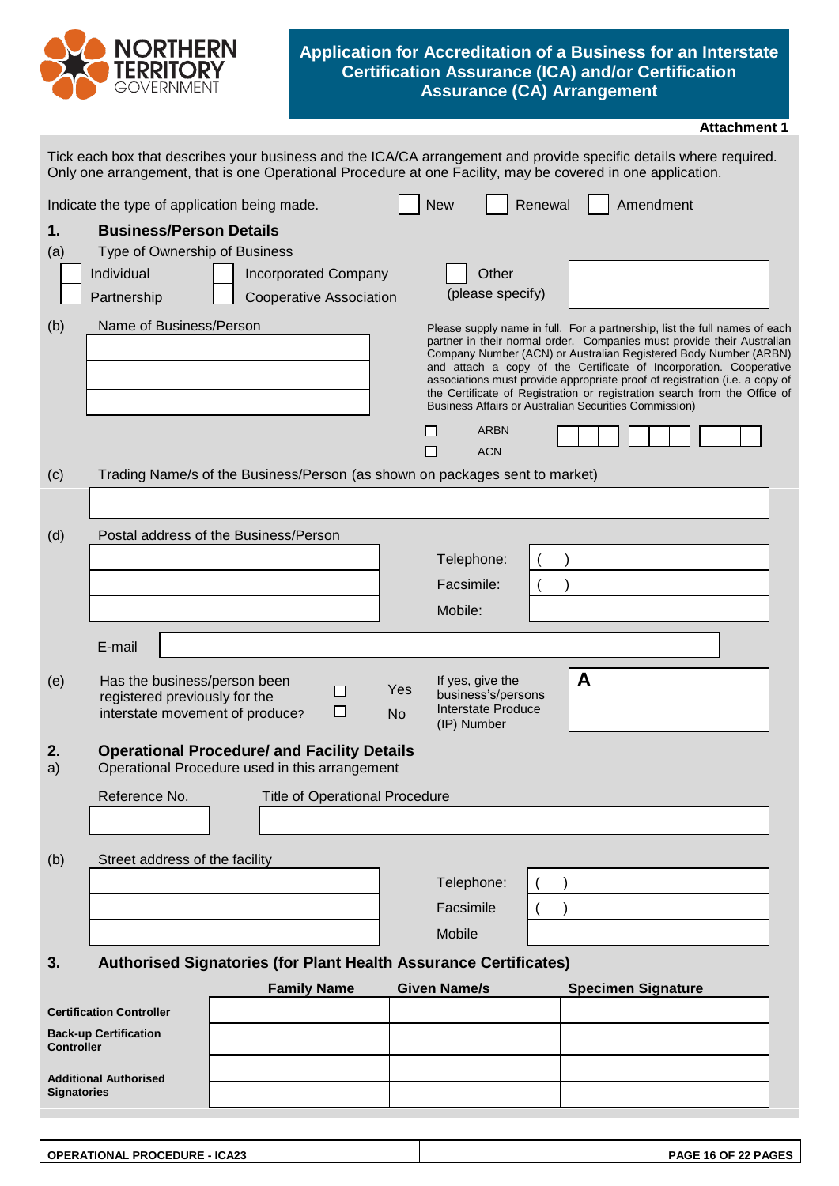NORTHERN TERRITORY GOVERNMENT

# Application for Accreditation of a Business for an Interstate Certification Assurance (ICA) and/or Certification Assurance (CA) Arrangement

**Attachment 1**

Tick each box that describes your business and the ICA/CA arrangement and provide specific details where required. Only one arrangement, that is one Operational Procedure at one Facility, may be covered in one application.

Indicate the type of application being made. ☐ New ☐ Renewal ☐ Amendment

## 1. Business/Person Details

(a) Type of Ownership of Business

☐ Individual ☐ Incorporated Company ☐ Other (please specify) ____________

☐ Partnership ☐ Cooperative Association

(b) Name of Business/Person

____________

____________

____________

Please supply name in full. For a partnership, list the full names of each partner in their normal order. Companies must provide their Australian Company Number (ACN) or Australian Registered Body Number (ARBN) and attach a copy of the Certificate of Incorporation. Cooperative associations must provide appropriate proof of registration (i.e. a copy of the Certificate of Registration or registration search from the Office of Business Affairs or Australian Securities Commission)

☐ ARBN ☐☐☐ ☐☐☐ ☐☐☐

☐ ACN

(c) Trading Name/s of the Business/Person (as shown on packages sent to market)

____________

(d) Postal address of the Business/Person

____________

____________

____________

Telephone: (   )

Facsimile: (   )

Mobile:

E-mail ____________

(e) Has the business/person been registered previously for the interstate movement of produce? ☐ Yes ☐ No

If yes, give the business's/persons Interstate Produce (IP) Number **A** ____________

## 2. Operational Procedure/ and Facility Details

a) Operational Procedure used in this arrangement

| Reference No. | Title of Operational Procedure |
|---|---|
| | |

(b) Street address of the facility

____________

____________

____________

Telephone: (   )

Facsimile (   )

Mobile

## 3. Authorised Signatories (for Plant Health Assurance Certificates)

| | Family Name | Given Name/s | Specimen Signature |
|---|---|---|---|
| **Certification Controller** | | | |
| **Back-up Certification Controller** | | | |
| **Additional Authorised Signatories** | | | |
| | | | |

OPERATIONAL PROCEDURE - ICA23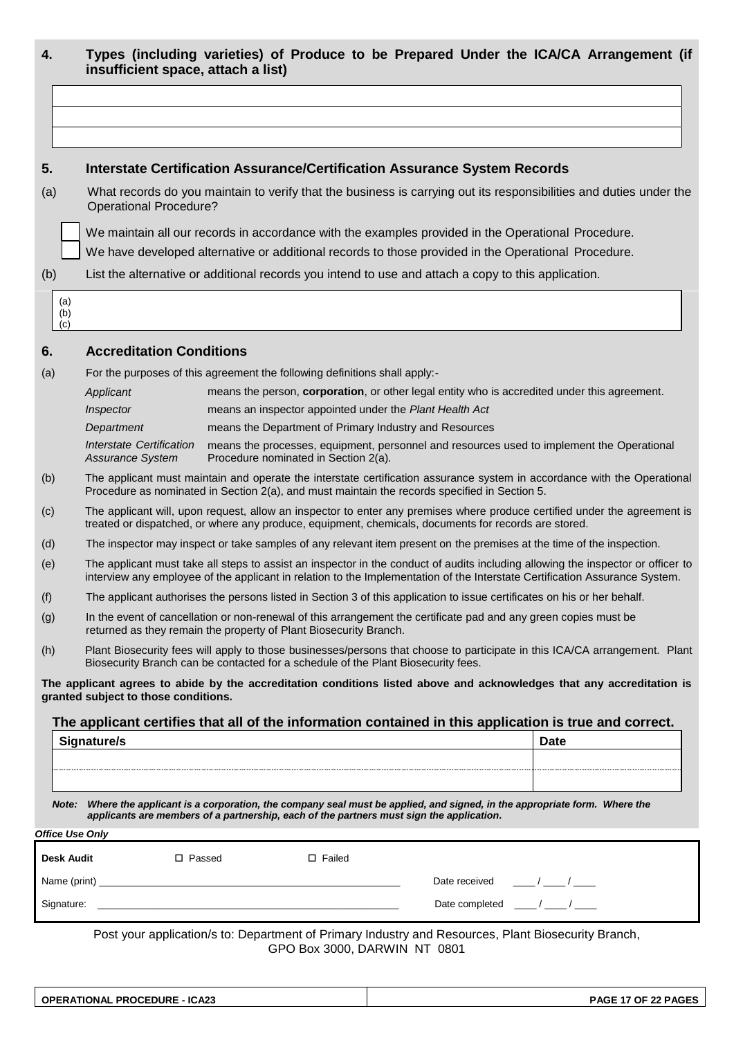## 4. Types (including varieties) of Produce to be Prepared Under the ICA/CA Arrangement (if insufficient space, attach a list)

| |
|---|
| |
| |
| |

## 5. Interstate Certification Assurance/Certification Assurance System Records

(a) What records do you maintain to verify that the business is carrying out its responsibilities and duties under the Operational Procedure?

☐ We maintain all our records in accordance with the examples provided in the Operational Procedure.

☐ We have developed alternative or additional records to those provided in the Operational Procedure.

(b) List the alternative or additional records you intend to use and attach a copy to this application.

(a)
(b)
(c)

## 6. Accreditation Conditions

(a) For the purposes of this agreement the following definitions shall apply:-

| | |
|---|---|
| *Applicant* | means the person, **corporation**, or other legal entity who is accredited under this agreement. |
| *Inspector* | means an inspector appointed under the *Plant Health Act* |
| *Department* | means the Department of Primary Industry and Resources |
| *Interstate Certification Assurance System* | means the processes, equipment, personnel and resources used to implement the Operational Procedure nominated in Section 2(a). |

(b) The applicant must maintain and operate the interstate certification assurance system in accordance with the Operational Procedure as nominated in Section 2(a), and must maintain the records specified in Section 5.

(c) The applicant will, upon request, allow an inspector to enter any premises where produce certified under the agreement is treated or dispatched, or where any produce, equipment, chemicals, documents for records are stored.

(d) The inspector may inspect or take samples of any relevant item present on the premises at the time of the inspection.

(e) The applicant must take all steps to assist an inspector in the conduct of audits including allowing the inspector or officer to interview any employee of the applicant in relation to the Implementation of the Interstate Certification Assurance System.

(f) The applicant authorises the persons listed in Section 3 of this application to issue certificates on his or her behalf.

(g) In the event of cancellation or non-renewal of this arrangement the certificate pad and any green copies must be returned as they remain the property of Plant Biosecurity Branch.

(h) Plant Biosecurity fees will apply to those businesses/persons that choose to participate in this ICA/CA arrangement. Plant Biosecurity Branch can be contacted for a schedule of the Plant Biosecurity fees.

**The applicant agrees to abide by the accreditation conditions listed above and acknowledges that any accreditation is granted subject to those conditions.**

**The applicant certifies that all of the information contained in this application is true and correct.**

| Signature/s | Date |
|---|---|
| | |
| | |

***Note: Where the applicant is a corporation, the company seal must be applied, and signed, in the appropriate form. Where the applicants are members of a partnership, each of the partners must sign the application.***

***Office Use Only***

**Desk Audit** ☐ Passed ☐ Failed

Name (print) ______________________ Date received ____ / ____ / ____

Signature: ______________________ Date completed ____ / ____ / ____

Post your application/s to: Department of Primary Industry and Resources, Plant Biosecurity Branch, GPO Box 3000, DARWIN NT 0801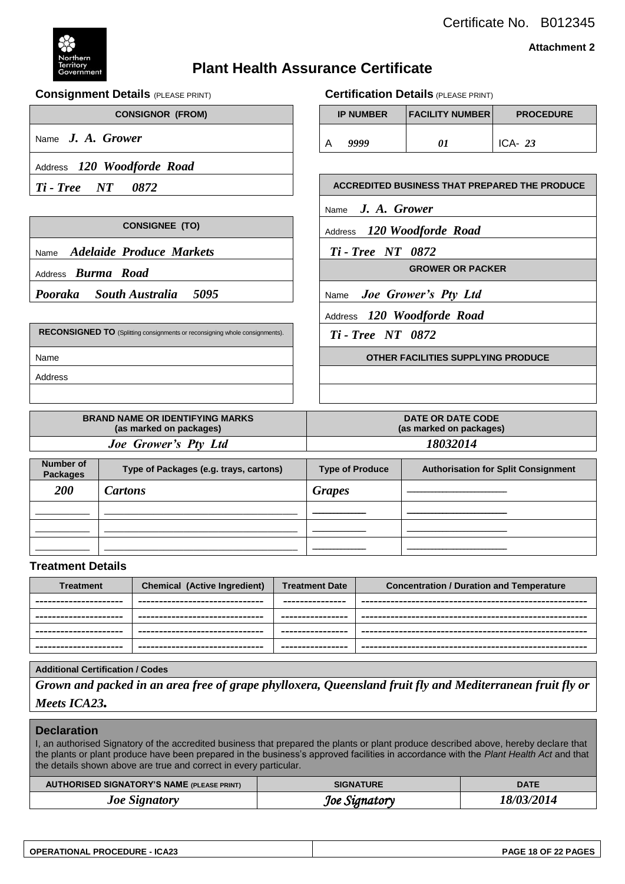Certificate No. B012345

**Attachment 2**

Northern Territory Government

# Plant Health Assurance Certificate

## Consignment Details (PLEASE PRINT)

| CONSIGNOR (FROM) |
|---|
| Name *J. A. Grower* |
| Address *120 Woodforde Road* |
| *Ti - Tree NT 0872* |

| CONSIGNEE (TO) |
|---|
| Name *Adelaide Produce Markets* |
| Address *Burma Road* |
| *Pooraka South Australia 5095* |

| RECONSIGNED TO (Splitting consignments or reconsigning whole consignments). |
|---|
| Name |
| Address |
| |

## Certification Details (PLEASE PRINT)

| IP NUMBER | FACILITY NUMBER | PROCEDURE |
|---|---|---|
| A *9999* | *01* | ICA- *23* |

| ACCREDITED BUSINESS THAT PREPARED THE PRODUCE |
|---|
| Name *J. A. Grower* |
| Address *120 Woodforde Road* |
| *Ti - Tree NT 0872* |

| GROWER OR PACKER |
|---|
| Name *Joe Grower's Pty Ltd* |
| Address *120 Woodforde Road* |
| *Ti - Tree NT 0872* |

| OTHER FACILITIES SUPPLYING PRODUCE |
|---|
| |
| |

| BRAND NAME OR IDENTIFYING MARKS (as marked on packages) | DATE OR DATE CODE (as marked on packages) |
|---|---|
| *Joe Grower's Pty Ltd* | *18032014* |

| Number of Packages | Type of Packages (e.g. trays, cartons) | Type of Produce | Authorisation for Split Consignment |
|---|---|---|---|
| *200* | *Cartons* | *Grapes* | ________________ |
| ________ | ________________________________ | ________ | ________________ |
| ________ | ________________________________ | ________ | ________________ |
| ________ | ________________________________ | ________ | ________________ |

## Treatment Details

| Treatment | Chemical (Active Ingredient) | Treatment Date | Concentration / Duration and Temperature |
|---|---|---|---|
| --------------------- | ------------------------------ | --------------- | ------------------------------------------------------ |
| --------------------- | ------------------------------ | --------------- | ------------------------------------------------------ |
| --------------------- | ------------------------------ | --------------- | ------------------------------------------------------ |
| --------------------- | ------------------------------ | --------------- | ------------------------------------------------------ |

**Additional Certification / Codes**

*Grown and packed in an area free of grape phylloxera, Queensland fruit fly and Mediterranean fruit fly or Meets ICA23.*

## Declaration

I, an authorised Signatory of the accredited business that prepared the plants or plant produce described above, hereby declare that the plants or plant produce have been prepared in the business's approved facilities in accordance with the *Plant Health Act* and that the details shown above are true and correct in every particular.

| AUTHORISED SIGNATORY'S NAME (PLEASE PRINT) | SIGNATURE | DATE |
|---|---|---|
| *Joe Signatory* | *Joe Signatory* | *18/03/2014* |

OPERATIONAL PROCEDURE - ICA23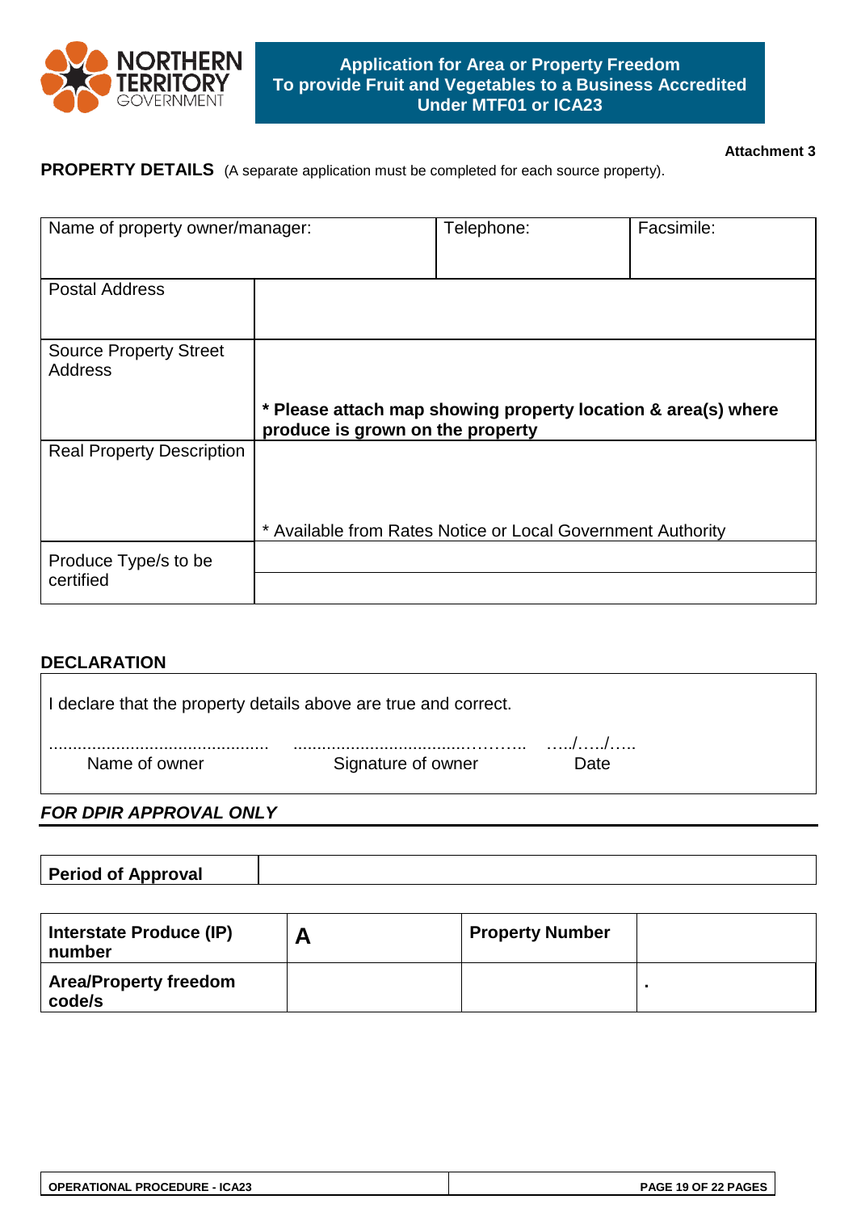# Application for Area or Property Freedom To provide Fruit and Vegetables to a Business Accredited Under MTF01 or ICA23

**Attachment 3**

**PROPERTY DETAILS** (A separate application must be completed for each source property).

| Name of property owner/manager: | | Telephone: | Facsimile: |
|---|---|---|---|
| Postal Address | | | |
| Source Property Street Address | **\* Please attach map showing property location & area(s) where produce is grown on the property** | | |
| Real Property Description | \* Available from Rates Notice or Local Government Authority | | |
| Produce Type/s to be certified | | | |
| | | | |

## DECLARATION

I declare that the property details above are true and correct.

| ............................................ | ..............................................……….. | …../…../….. |
|---|---|---|
| Name of owner | Signature of owner | Date |

***FOR DPIR APPROVAL ONLY***

| **Period of Approval** | |
|---|---|

| **Interstate Produce (IP) number** | **A** | **Property Number** | |
|---|---|---|---|
| **Area/Property freedom code/s** | | | . |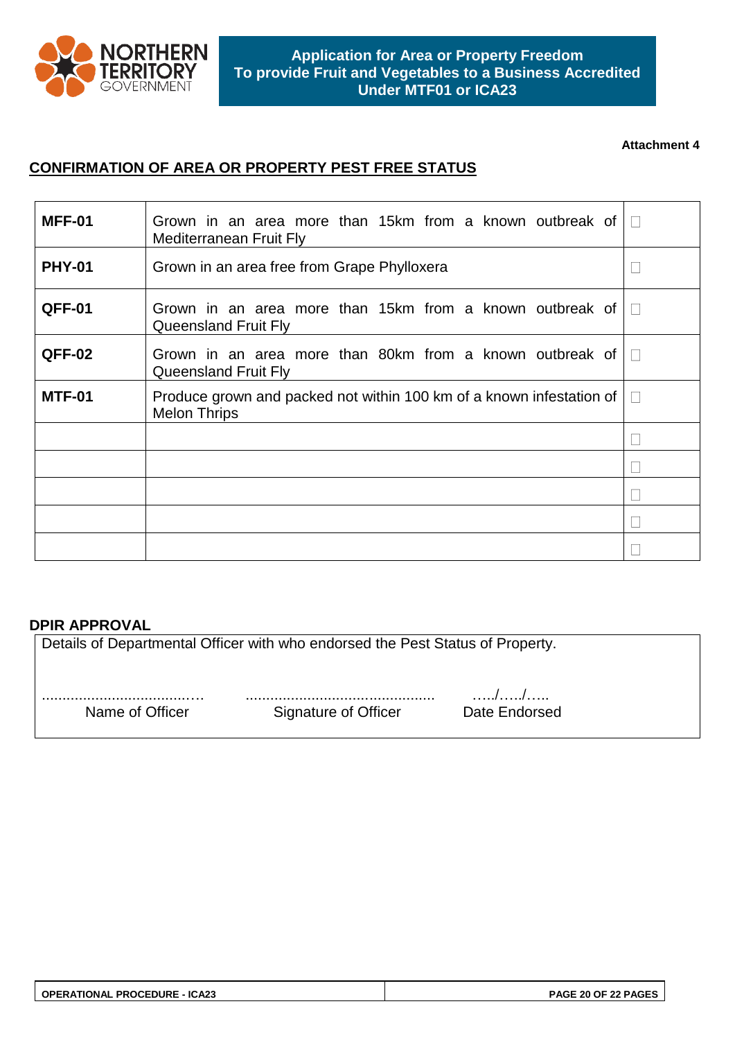**Application for Area or Property Freedom**
**To provide Fruit and Vegetables to a Business Accredited Under MTF01 or ICA23**

**Attachment 4**

## CONFIRMATION OF AREA OR PROPERTY PEST FREE STATUS

| | | |
|---|---|---|
| **MFF-01** | Grown in an area more than 15km from a known outbreak of Mediterranean Fruit Fly | ☐ |
| **PHY-01** | Grown in an area free from Grape Phylloxera | ☐ |
| **QFF-01** | Grown in an area more than 15km from a known outbreak of Queensland Fruit Fly | ☐ |
| **QFF-02** | Grown in an area more than 80km from a known outbreak of Queensland Fruit Fly | ☐ |
| **MTF-01** | Produce grown and packed not within 100 km of a known infestation of Melon Thrips | ☐ |
| | | ☐ |
| | | ☐ |
| | | ☐ |
| | | ☐ |
| | | ☐ |

### DPIR APPROVAL

Details of Departmental Officer with who endorsed the Pest Status of Property.

| ......................................… | ............................................. | …../…../….. |
|---|---|---|
| Name of Officer | Signature of Officer | Date Endorsed |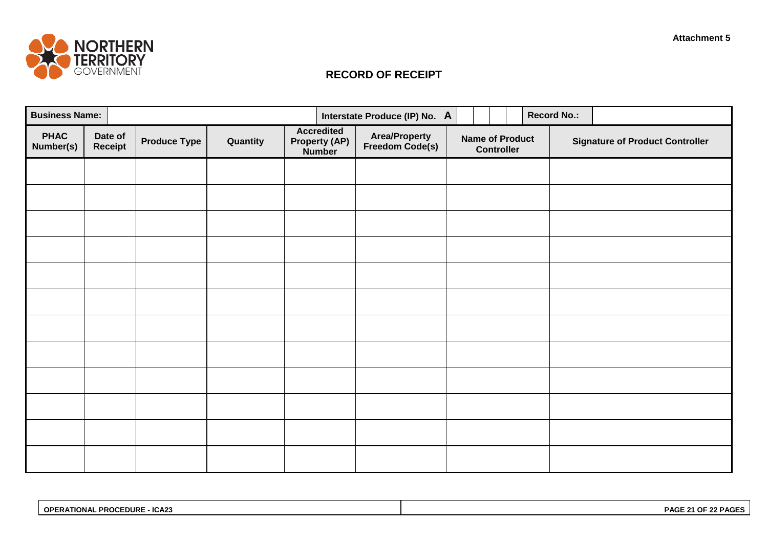Attachment 5

# RECORD OF RECEIPT

| Business Name: | | | | Interstate Produce (IP) No. A | | Record No.: | |
|---|---|---|---|---|---|---|---|
| **PHAC Number(s)** | **Date of Receipt** | **Produce Type** | **Quantity** | **Accredited Property (AP) Number** | **Area/Property Freedom Code(s)** | **Name of Product Controller** | **Signature of Product Controller** |
| | | | | | | | |
| | | | | | | | |
| | | | | | | | |
| | | | | | | | |
| | | | | | | | |
| | | | | | | | |
| | | | | | | | |
| | | | | | | | |
| | | | | | | | |
| | | | | | | | |
| | | | | | | | |
| | | | | | | | |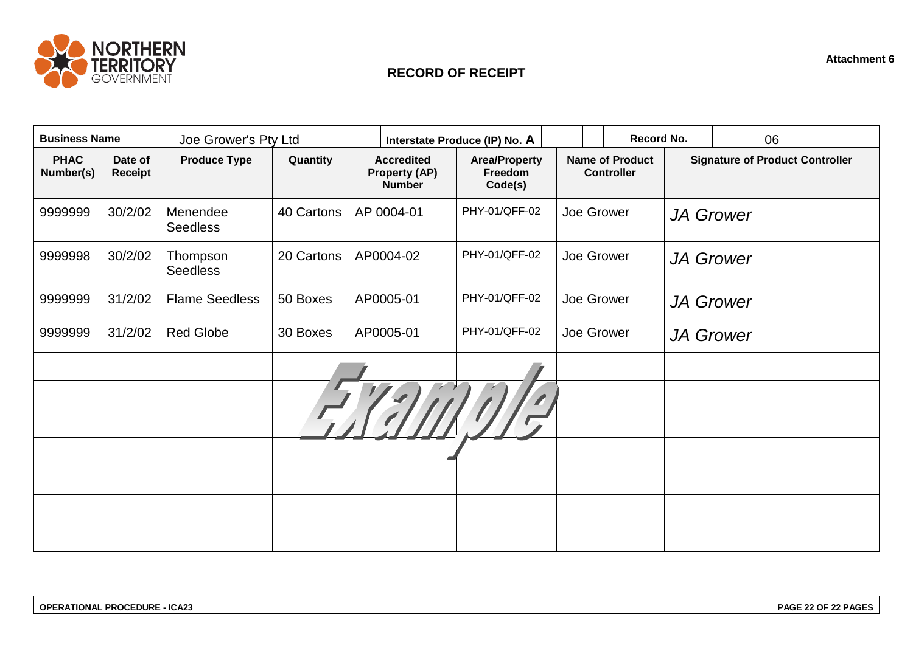Attachment 6

# RECORD OF RECEIPT

| Business Name | Joe Grower's Pty Ltd | | | Interstate Produce (IP) No. A | | | Record No. | 06 |
|---|---|---|---|---|---|---|---|---|
| **PHAC Number(s)** | **Date of Receipt** | **Produce Type** | **Quantity** | **Accredited Property (AP) Number** | **Area/Property Freedom Code(s)** | **Name of Product Controller** | **Signature of Product Controller** | |
| 9999999 | 30/2/02 | Menendee Seedless | 40 Cartons | AP 0004-01 | PHY-01/QFF-02 | Joe Grower | *JA Grower* | |
| 9999998 | 30/2/02 | Thompson Seedless | 20 Cartons | AP0004-02 | PHY-01/QFF-02 | Joe Grower | *JA Grower* | |
| 9999999 | 31/2/02 | Flame Seedless | 50 Boxes | AP0005-01 | PHY-01/QFF-02 | Joe Grower | *JA Grower* | |
| 9999999 | 31/2/02 | Red Globe | 30 Boxes | AP0005-01 | PHY-01/QFF-02 | Joe Grower | *JA Grower* | |
| | | | | | | | | |
| | | | | | | | | |
| | | | | | | | | |
| | | | | | | | | |
| | | | | | | | | |
| | | | | | | | | |
| | | | | | | | | |

*Example*

OPERATIONAL PROCEDURE - ICA23